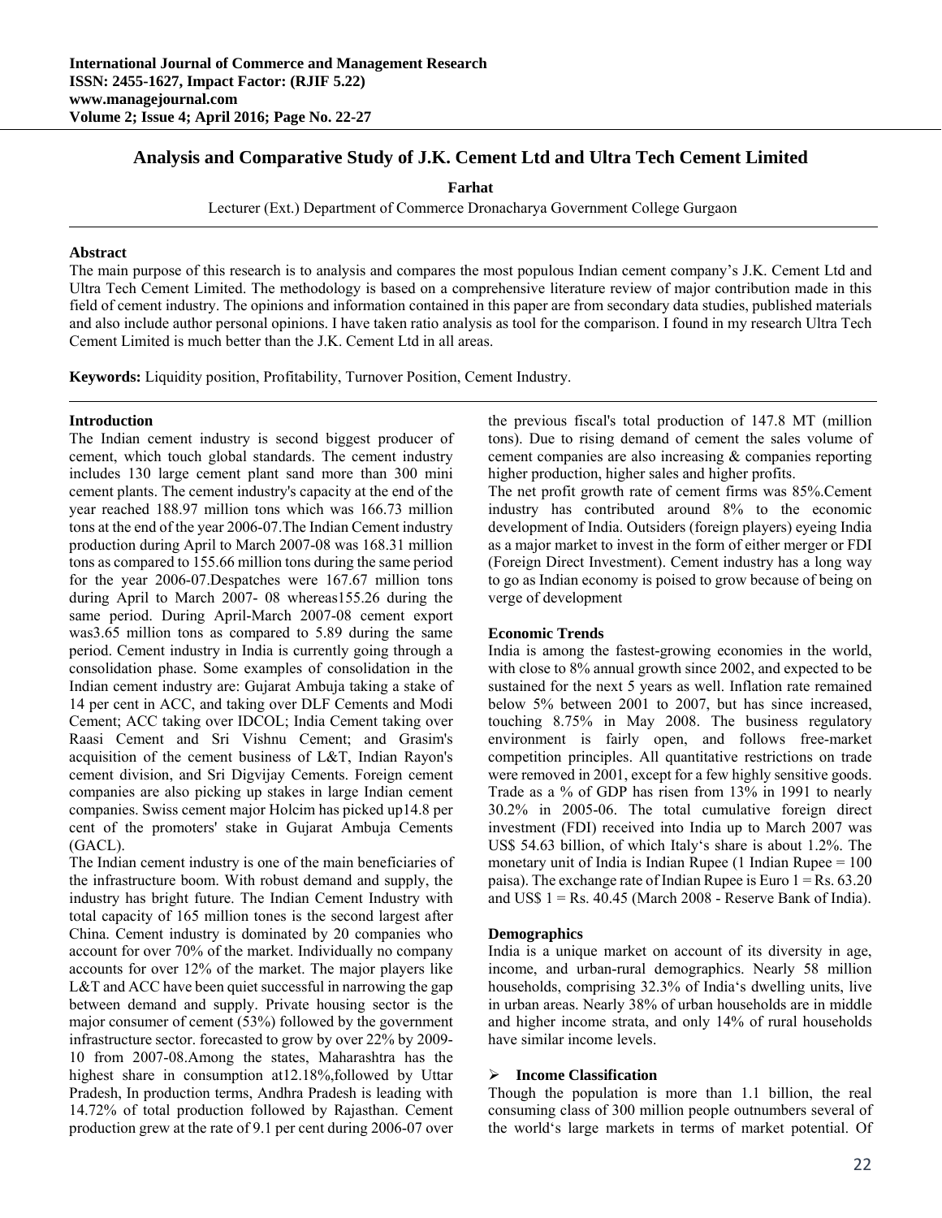# Analysis and Comparative Study of J.K. Cement Ltd and Ultra Tech Cement Limited

**Farhat**

Lecturer (Ext.) Department of Commerce Dronacharya Government College Gurgaon

### Abstract

The main purpose of this research is to analysis and compares the most populous Indian cement company's J.K. Cement Ltd and Ultra Tech Cement Limited. The methodology is based on a comprehensive literature review of major contribution made in this field of cement industry. The opinions and information contained in this paper are from secondary data studies, published materials and also include author personal opinions. I have taken ratio analysis as tool for the comparison. I found in my research Ultra Tech Cement Limited is much better than the J.K. Cement Ltd in all areas.

**Keywords:** Liquidity position, Profitability, Turnover Position, Cement Industry.

### Introduction

The Indian cement industry is second biggest producer of cement, which touch global standards. The cement industry includes 130 large cement plant sand more than 300 mini cement plants. The cement industry's capacity at the end of the year reached 188.97 million tons which was 166.73 million tons at the end of the year 2006-07.The Indian Cement industry production during April to March 2007-08 was 168.31 million tons as compared to 155.66 million tons during the same period for the year 2006-07.Despatches were 167.67 million tons during April to March 2007- 08 whereas155.26 during the same period. During April-March 2007-08 cement export was3.65 million tons as compared to 5.89 during the same period. Cement industry in India is currently going through a consolidation phase. Some examples of consolidation in the Indian cement industry are: Gujarat Ambuja taking a stake of 14 per cent in ACC, and taking over DLF Cements and Modi Cement; ACC taking over IDCOL; India Cement taking over Raasi Cement and Sri Vishnu Cement; and Grasim's acquisition of the cement business of L&T, Indian Rayon's cement division, and Sri Digvijay Cements. Foreign cement companies are also picking up stakes in large Indian cement companies. Swiss cement major Holcim has picked up14.8 per cent of the promoters' stake in Gujarat Ambuja Cements (GACL).

The Indian cement industry is one of the main beneficiaries of the infrastructure boom. With robust demand and supply, the industry has bright future. The Indian Cement Industry with total capacity of 165 million tones is the second largest after China. Cement industry is dominated by 20 companies who account for over 70% of the market. Individually no company accounts for over 12% of the market. The major players like L&T and ACC have been quiet successful in narrowing the gap between demand and supply. Private housing sector is the major consumer of cement (53%) followed by the government infrastructure sector. forecasted to grow by over 22% by 2009-10 from 2007-08.Among the states, Maharashtra has the highest share in consumption at12.18%,followed by Uttar Pradesh, In production terms, Andhra Pradesh is leading with 14.72% of total production followed by Rajasthan. Cement production grew at the rate of 9.1 per cent during 2006-07 over the previous fiscal's total production of 147.8 MT (million tons). Due to rising demand of cement the sales volume of cement companies are also increasing & companies reporting higher production, higher sales and higher profits.

The net profit growth rate of cement firms was 85%.Cement industry has contributed around 8% to the economic development of India. Outsiders (foreign players) eyeing India as a major market to invest in the form of either merger or FDI (Foreign Direct Investment). Cement industry has a long way to go as Indian economy is poised to grow because of being on verge of development

### Economic Trends

India is among the fastest-growing economies in the world, with close to 8% annual growth since 2002, and expected to be sustained for the next 5 years as well. Inflation rate remained below 5% between 2001 to 2007, but has since increased, touching 8.75% in May 2008. The business regulatory environment is fairly open, and follows free-market competition principles. All quantitative restrictions on trade were removed in 2001, except for a few highly sensitive goods. Trade as a % of GDP has risen from 13% in 1991 to nearly 30.2% in 2005-06. The total cumulative foreign direct investment (FDI) received into India up to March 2007 was US$ 54.63 billion, of which Italy's share is about 1.2%. The monetary unit of India is Indian Rupee (1 Indian Rupee = 100 paisa). The exchange rate of Indian Rupee is Euro 1 = Rs. 63.20 and US$ 1 = Rs. 40.45 (March 2008 - Reserve Bank of India).

### Demographics

India is a unique market on account of its diversity in age, income, and urban-rural demographics. Nearly 58 million households, comprising 32.3% of India's dwelling units, live in urban areas. Nearly 38% of urban households are in middle and higher income strata, and only 14% of rural households have similar income levels.

- **Income Classification**

Though the population is more than 1.1 billion, the real consuming class of 300 million people outnumbers several of the world's large markets in terms of market potential. Of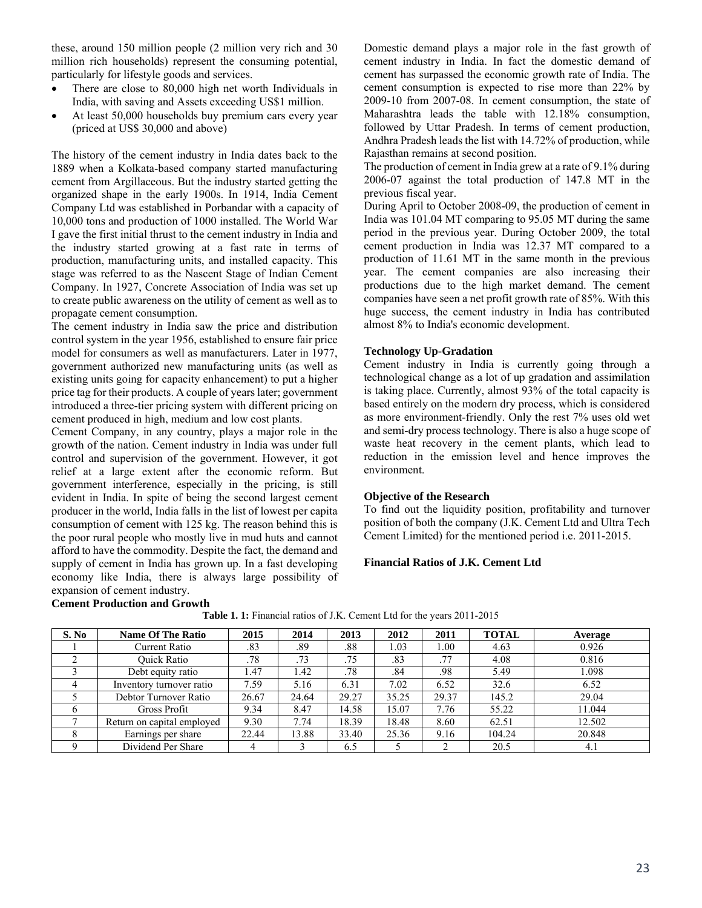these, around 150 million people (2 million very rich and 30 million rich households) represent the consuming potential, particularly for lifestyle goods and services.

- There are close to 80,000 high net worth Individuals in India, with saving and Assets exceeding US$1 million.
- At least 50,000 households buy premium cars every year (priced at US$ 30,000 and above)

The history of the cement industry in India dates back to the 1889 when a Kolkata-based company started manufacturing cement from Argillaceous. But the industry started getting the organized shape in the early 1900s. In 1914, India Cement Company Ltd was established in Porbandar with a capacity of 10,000 tons and production of 1000 installed. The World War I gave the first initial thrust to the cement industry in India and the industry started growing at a fast rate in terms of production, manufacturing units, and installed capacity. This stage was referred to as the Nascent Stage of Indian Cement Company. In 1927, Concrete Association of India was set up to create public awareness on the utility of cement as well as to propagate cement consumption.

The cement industry in India saw the price and distribution control system in the year 1956, established to ensure fair price model for consumers as well as manufacturers. Later in 1977, government authorized new manufacturing units (as well as existing units going for capacity enhancement) to put a higher price tag for their products. A couple of years later; government introduced a three-tier pricing system with different pricing on cement produced in high, medium and low cost plants.

Cement Company, in any country, plays a major role in the growth of the nation. Cement industry in India was under full control and supervision of the government. However, it got relief at a large extent after the economic reform. But government interference, especially in the pricing, is still evident in India. In spite of being the second largest cement producer in the world, India falls in the list of lowest per capita consumption of cement with 125 kg. The reason behind this is the poor rural people who mostly live in mud huts and cannot afford to have the commodity. Despite the fact, the demand and supply of cement in India has grown up. In a fast developing economy like India, there is always large possibility of expansion of cement industry.

**Cement Production and Growth**

Domestic demand plays a major role in the fast growth of cement industry in India. In fact the domestic demand of cement has surpassed the economic growth rate of India. The cement consumption is expected to rise more than 22% by 2009-10 from 2007-08. In cement consumption, the state of Maharashtra leads the table with 12.18% consumption, followed by Uttar Pradesh. In terms of cement production, Andhra Pradesh leads the list with 14.72% of production, while Rajasthan remains at second position.

The production of cement in India grew at a rate of 9.1% during 2006-07 against the total production of 147.8 MT in the previous fiscal year.

During April to October 2008-09, the production of cement in India was 101.04 MT comparing to 95.05 MT during the same period in the previous year. During October 2009, the total cement production in India was 12.37 MT compared to a production of 11.61 MT in the same month in the previous year. The cement companies are also increasing their productions due to the high market demand. The cement companies have seen a net profit growth rate of 85%. With this huge success, the cement industry in India has contributed almost 8% to India's economic development.

**Technology Up-Gradation**

Cement industry in India is currently going through a technological change as a lot of up gradation and assimilation is taking place. Currently, almost 93% of the total capacity is based entirely on the modern dry process, which is considered as more environment-friendly. Only the rest 7% uses old wet and semi-dry process technology. There is also a huge scope of waste heat recovery in the cement plants, which lead to reduction in the emission level and hence improves the environment.

**Objective of the Research**

To find out the liquidity position, profitability and turnover position of both the company (J.K. Cement Ltd and Ultra Tech Cement Limited) for the mentioned period i.e. 2011-2015.

**Financial Ratios of J.K. Cement Ltd**

**Table 1. 1:** Financial ratios of J.K. Cement Ltd for the years 2011-2015

| S. No | Name Of The Ratio | 2015 | 2014 | 2013 | 2012 | 2011 | TOTAL | Average |
|---|---|---|---|---|---|---|---|---|
| 1 | Current Ratio | .83 | .89 | .88 | 1.03 | 1.00 | 4.63 | 0.926 |
| 2 | Quick Ratio | .78 | .73 | .75 | .83 | .77 | 4.08 | 0.816 |
| 3 | Debt equity ratio | 1.47 | 1.42 | .78 | .84 | .98 | 5.49 | 1.098 |
| 4 | Inventory turnover ratio | 7.59 | 5.16 | 6.31 | 7.02 | 6.52 | 32.6 | 6.52 |
| 5 | Debtor Turnover Ratio | 26.67 | 24.64 | 29.27 | 35.25 | 29.37 | 145.2 | 29.04 |
| 6 | Gross Profit | 9.34 | 8.47 | 14.58 | 15.07 | 7.76 | 55.22 | 11.044 |
| 7 | Return on capital employed | 9.30 | 7.74 | 18.39 | 18.48 | 8.60 | 62.51 | 12.502 |
| 8 | Earnings per share | 22.44 | 13.88 | 33.40 | 25.36 | 9.16 | 104.24 | 20.848 |
| 9 | Dividend Per Share | 4 | 3 | 6.5 | 5 | 2 | 20.5 | 4.1 |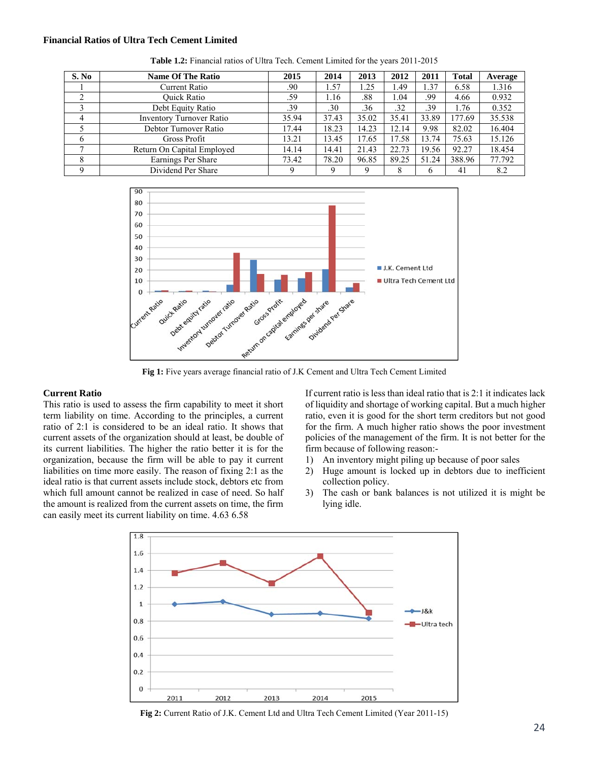**Financial Ratios of Ultra Tech Cement Limited**

**Table 1.2:** Financial ratios of Ultra Tech. Cement Limited for the years 2011-2015

| S. No | Name Of The Ratio | 2015 | 2014 | 2013 | 2012 | 2011 | Total | Average |
|---|---|---|---|---|---|---|---|---|
| 1 | Current Ratio | .90 | 1.57 | 1.25 | 1.49 | 1.37 | 6.58 | 1.316 |
| 2 | Quick Ratio | .59 | 1.16 | .88 | 1.04 | .99 | 4.66 | 0.932 |
| 3 | Debt Equity Ratio | .39 | .30 | .36 | .32 | .39 | 1.76 | 0.352 |
| 4 | Inventory Turnover Ratio | 35.94 | 37.43 | 35.02 | 35.41 | 33.89 | 177.69 | 35.538 |
| 5 | Debtor Turnover Ratio | 17.44 | 18.23 | 14.23 | 12.14 | 9.98 | 82.02 | 16.404 |
| 6 | Gross Profit | 13.21 | 13.45 | 17.65 | 17.58 | 13.74 | 75.63 | 15.126 |
| 7 | Return On Capital Employed | 14.14 | 14.41 | 21.43 | 22.73 | 19.56 | 92.27 | 18.454 |
| 8 | Earnings Per Share | 73.42 | 78.20 | 96.85 | 89.25 | 51.24 | 388.96 | 77.792 |
| 9 | Dividend Per Share | 9 | 9 | 9 | 8 | 6 | 41 | 8.2 |

**Fig 1:** Five years average financial ratio of J.K Cement and Ultra Tech Cement Limited

**Current Ratio**

This ratio is used to assess the firm capability to meet it short term liability on time. According to the principles, a current ratio of 2:1 is considered to be an ideal ratio. It shows that current assets of the organization should at least, be double of its current liabilities. The higher the ratio better it is for the organization, because the firm will be able to pay it current liabilities on time more easily. The reason of fixing 2:1 as the ideal ratio is that current assets include stock, debtors etc from which full amount cannot be realized in case of need. So half the amount is realized from the current assets on time, the firm can easily meet its current liability on time. 4.63 6.58

If current ratio is less than ideal ratio that is 2:1 it indicates lack of liquidity and shortage of working capital. But a much higher ratio, even it is good for the short term creditors but not good for the firm. A much higher ratio shows the poor investment policies of the management of the firm. It is not better for the firm because of following reason:-

1) An inventory might piling up because of poor sales
2) Huge amount is locked up in debtors due to inefficient collection policy.
3) The cash or bank balances is not utilized it is might be lying idle.

**Fig 2:** Current Ratio of J.K. Cement Ltd and Ultra Tech Cement Limited (Year 2011-15)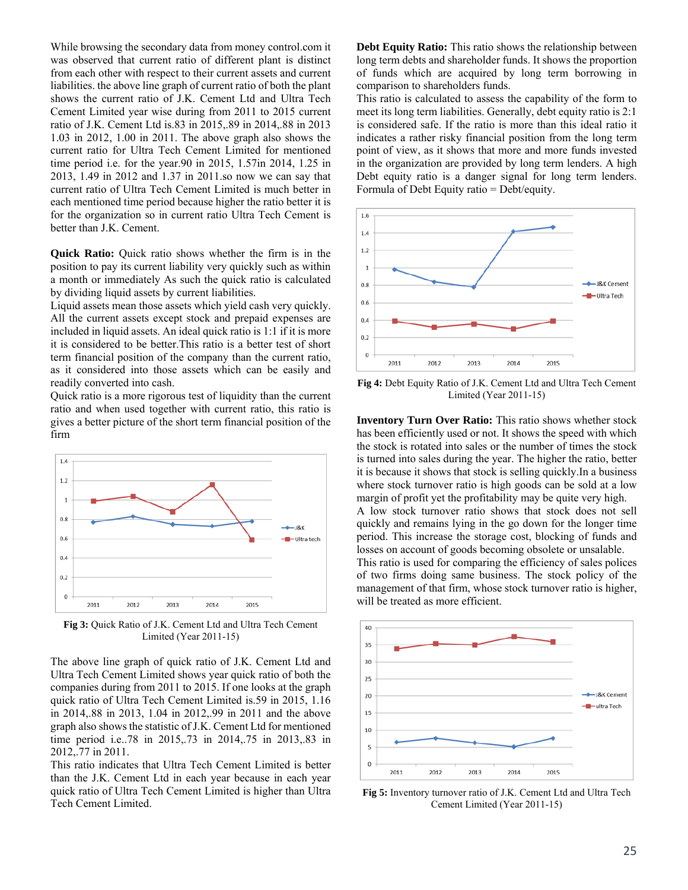While browsing the secondary data from money control.com it was observed that current ratio of different plant is distinct from each other with respect to their current assets and current liabilities. the above line graph of current ratio of both the plant shows the current ratio of J.K. Cement Ltd and Ultra Tech Cement Limited year wise during from 2011 to 2015 current ratio of J.K. Cement Ltd is.83 in 2015,.89 in 2014,.88 in 2013 1.03 in 2012, 1.00 in 2011. The above graph also shows the current ratio for Ultra Tech Cement Limited for mentioned time period i.e. for the year.90 in 2015, 1.57in 2014, 1.25 in 2013, 1.49 in 2012 and 1.37 in 2011.so now we can say that current ratio of Ultra Tech Cement Limited is much better in each mentioned time period because higher the ratio better it is for the organization so in current ratio Ultra Tech Cement is better than J.K. Cement.

**Quick Ratio:** Quick ratio shows whether the firm is in the position to pay its current liability very quickly such as within a month or immediately As such the quick ratio is calculated by dividing liquid assets by current liabilities.

Liquid assets mean those assets which yield cash very quickly. All the current assets except stock and prepaid expenses are included in liquid assets. An ideal quick ratio is 1:1 if it is more it is considered to be better.This ratio is a better test of short term financial position of the company than the current ratio, as it considered into those assets which can be easily and readily converted into cash.

Quick ratio is a more rigorous test of liquidity than the current ratio and when used together with current ratio, this ratio is gives a better picture of the short term financial position of the firm

**Fig 3:** Quick Ratio of J.K. Cement Ltd and Ultra Tech Cement Limited (Year 2011-15)

The above line graph of quick ratio of J.K. Cement Ltd and Ultra Tech Cement Limited shows year quick ratio of both the companies during from 2011 to 2015. If one looks at the graph quick ratio of Ultra Tech Cement Limited is.59 in 2015, 1.16 in 2014,.88 in 2013, 1.04 in 2012,.99 in 2011 and the above graph also shows the statistic of J.K. Cement Ltd for mentioned time period i.e..78 in 2015,.73 in 2014,.75 in 2013,.83 in 2012,.77 in 2011.

This ratio indicates that Ultra Tech Cement Limited is better than the J.K. Cement Ltd in each year because in each year quick ratio of Ultra Tech Cement Limited is higher than Ultra Tech Cement Limited.

**Debt Equity Ratio:** This ratio shows the relationship between long term debts and shareholder funds. It shows the proportion of funds which are acquired by long term borrowing in comparison to shareholders funds.

This ratio is calculated to assess the capability of the form to meet its long term liabilities. Generally, debt equity ratio is 2:1 is considered safe. If the ratio is more than this ideal ratio it indicates a rather risky financial position from the long term point of view, as it shows that more and more funds invested in the organization are provided by long term lenders. A high Debt equity ratio is a danger signal for long term lenders. Formula of Debt Equity ratio = Debt/equity.

**Fig 4:** Debt Equity Ratio of J.K. Cement Ltd and Ultra Tech Cement Limited (Year 2011-15)

**Inventory Turn Over Ratio:** This ratio shows whether stock has been efficiently used or not. It shows the speed with which the stock is rotated into sales or the number of times the stock is turned into sales during the year. The higher the ratio, better it is because it shows that stock is selling quickly.In a business where stock turnover ratio is high goods can be sold at a low margin of profit yet the profitability may be quite very high.

A low stock turnover ratio shows that stock does not sell quickly and remains lying in the go down for the longer time period. This increase the storage cost, blocking of funds and losses on account of goods becoming obsolete or unsalable.

This ratio is used for comparing the efficiency of sales polices of two firms doing same business. The stock policy of the management of that firm, whose stock turnover ratio is higher, will be treated as more efficient.

**Fig 5:** Inventory turnover ratio of J.K. Cement Ltd and Ultra Tech Cement Limited (Year 2011-15)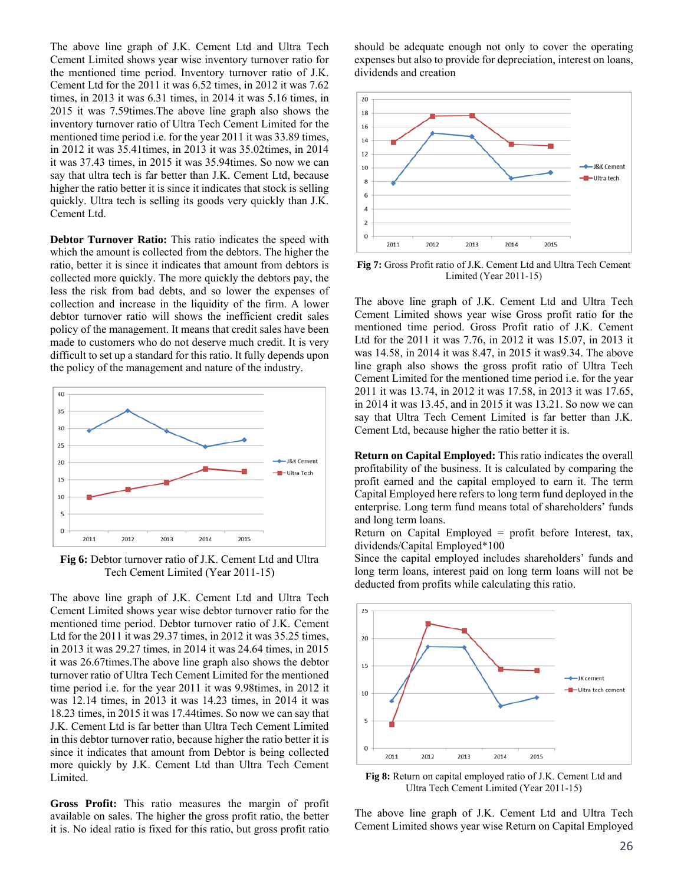The above line graph of J.K. Cement Ltd and Ultra Tech Cement Limited shows year wise inventory turnover ratio for the mentioned time period. Inventory turnover ratio of J.K. Cement Ltd for the 2011 it was 6.52 times, in 2012 it was 7.62 times, in 2013 it was 6.31 times, in 2014 it was 5.16 times, in 2015 it was 7.59times.The above line graph also shows the inventory turnover ratio of Ultra Tech Cement Limited for the mentioned time period i.e. for the year 2011 it was 33.89 times, in 2012 it was 35.41times, in 2013 it was 35.02times, in 2014 it was 37.43 times, in 2015 it was 35.94times. So now we can say that ultra tech is far better than J.K. Cement Ltd, because higher the ratio better it is since it indicates that stock is selling quickly. Ultra tech is selling its goods very quickly than J.K. Cement Ltd.

**Debtor Turnover Ratio:** This ratio indicates the speed with which the amount is collected from the debtors. The higher the ratio, better it is since it indicates that amount from debtors is collected more quickly. The more quickly the debtors pay, the less the risk from bad debts, and so lower the expenses of collection and increase in the liquidity of the firm. A lower debtor turnover ratio will shows the inefficient credit sales policy of the management. It means that credit sales have been made to customers who do not deserve much credit. It is very difficult to set up a standard for this ratio. It fully depends upon the policy of the management and nature of the industry.

**Fig 6:** Debtor turnover ratio of J.K. Cement Ltd and Ultra Tech Cement Limited (Year 2011-15)

The above line graph of J.K. Cement Ltd and Ultra Tech Cement Limited shows year wise debtor turnover ratio for the mentioned time period. Debtor turnover ratio of J.K. Cement Ltd for the 2011 it was 29.37 times, in 2012 it was 35.25 times, in 2013 it was 29.27 times, in 2014 it was 24.64 times, in 2015 it was 26.67times.The above line graph also shows the debtor turnover ratio of Ultra Tech Cement Limited for the mentioned time period i.e. for the year 2011 it was 9.98times, in 2012 it was 12.14 times, in 2013 it was 14.23 times, in 2014 it was 18.23 times, in 2015 it was 17.44times. So now we can say that J.K. Cement Ltd is far better than Ultra Tech Cement Limited in this debtor turnover ratio, because higher the ratio better it is since it indicates that amount from Debtor is being collected more quickly by J.K. Cement Ltd than Ultra Tech Cement Limited.

**Gross Profit:** This ratio measures the margin of profit available on sales. The higher the gross profit ratio, the better it is. No ideal ratio is fixed for this ratio, but gross profit ratio should be adequate enough not only to cover the operating expenses but also to provide for depreciation, interest on loans, dividends and creation

**Fig 7:** Gross Profit ratio of J.K. Cement Ltd and Ultra Tech Cement Limited (Year 2011-15)

The above line graph of J.K. Cement Ltd and Ultra Tech Cement Limited shows year wise Gross profit ratio for the mentioned time period. Gross Profit ratio of J.K. Cement Ltd for the 2011 it was 7.76, in 2012 it was 15.07, in 2013 it was 14.58, in 2014 it was 8.47, in 2015 it was9.34. The above line graph also shows the gross profit ratio of Ultra Tech Cement Limited for the mentioned time period i.e. for the year 2011 it was 13.74, in 2012 it was 17.58, in 2013 it was 17.65, in 2014 it was 13.45, and in 2015 it was 13.21. So now we can say that Ultra Tech Cement Limited is far better than J.K. Cement Ltd, because higher the ratio better it is.

**Return on Capital Employed:** This ratio indicates the overall profitability of the business. It is calculated by comparing the profit earned and the capital employed to earn it. The term Capital Employed here refers to long term fund deployed in the enterprise. Long term fund means total of shareholders' funds and long term loans.

Return on Capital Employed = profit before Interest, tax, dividends/Capital Employed*100

Since the capital employed includes shareholders' funds and long term loans, interest paid on long term loans will not be deducted from profits while calculating this ratio.

**Fig 8:** Return on capital employed ratio of J.K. Cement Ltd and Ultra Tech Cement Limited (Year 2011-15)

The above line graph of J.K. Cement Ltd and Ultra Tech Cement Limited shows year wise Return on Capital Employed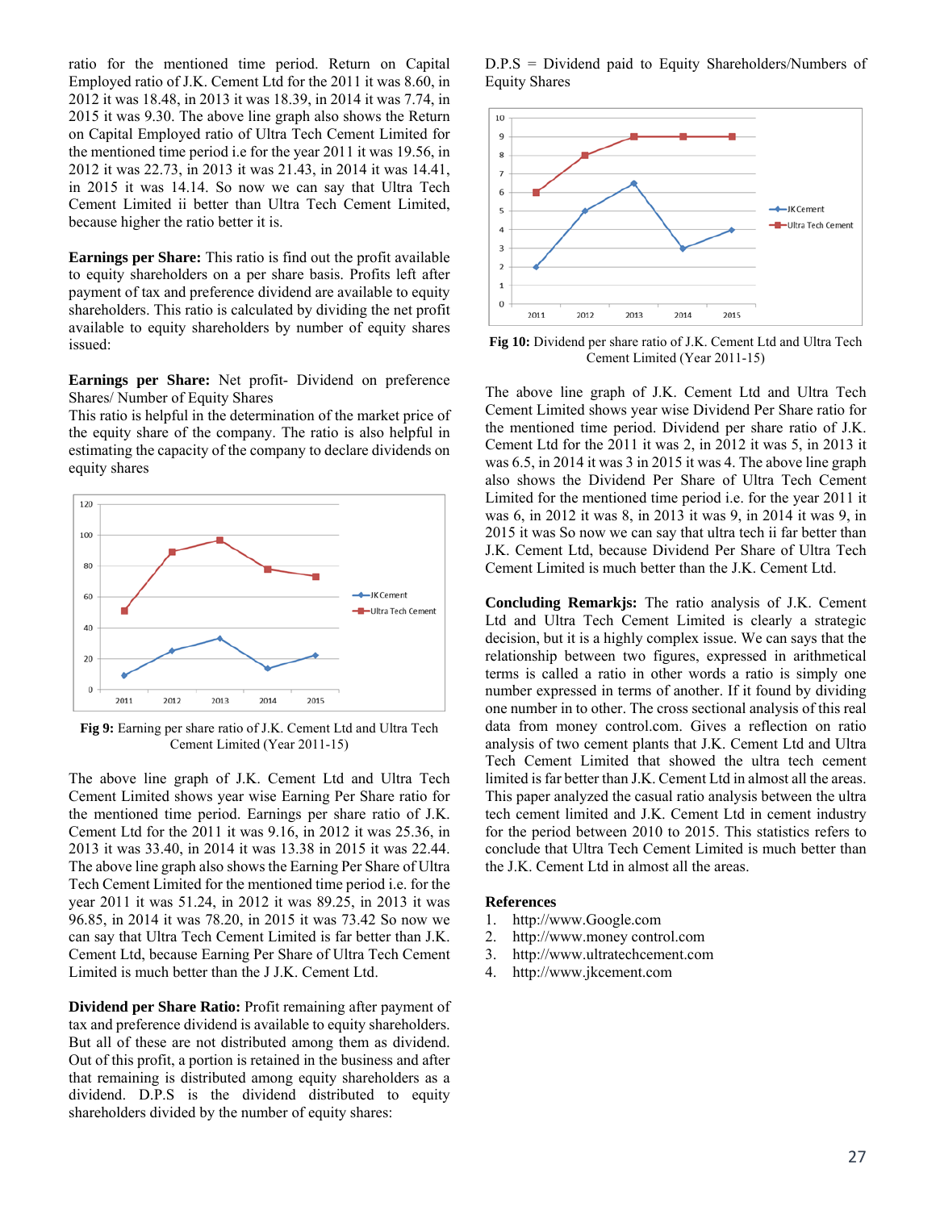ratio for the mentioned time period. Return on Capital Employed ratio of J.K. Cement Ltd for the 2011 it was 8.60, in 2012 it was 18.48, in 2013 it was 18.39, in 2014 it was 7.74, in 2015 it was 9.30. The above line graph also shows the Return on Capital Employed ratio of Ultra Tech Cement Limited for the mentioned time period i.e for the year 2011 it was 19.56, in 2012 it was 22.73, in 2013 it was 21.43, in 2014 it was 14.41, in 2015 it was 14.14. So now we can say that Ultra Tech Cement Limited ii better than Ultra Tech Cement Limited, because higher the ratio better it is.

**Earnings per Share:** This ratio is find out the profit available to equity shareholders on a per share basis. Profits left after payment of tax and preference dividend are available to equity shareholders. This ratio is calculated by dividing the net profit available to equity shareholders by number of equity shares issued:

**Earnings per Share:** Net profit- Dividend on preference Shares/ Number of Equity Shares

This ratio is helpful in the determination of the market price of the equity share of the company. The ratio is also helpful in estimating the capacity of the company to declare dividends on equity shares

120
100
80
60
40
20
0
2011 2012 2013 2014 2015
JK Cement
Ultra Tech Cement

**Fig 9:** Earning per share ratio of J.K. Cement Ltd and Ultra Tech Cement Limited (Year 2011-15)

The above line graph of J.K. Cement Ltd and Ultra Tech Cement Limited shows year wise Earning Per Share ratio for the mentioned time period. Earnings per share ratio of J.K. Cement Ltd for the 2011 it was 9.16, in 2012 it was 25.36, in 2013 it was 33.40, in 2014 it was 13.38 in 2015 it was 22.44. The above line graph also shows the Earning Per Share of Ultra Tech Cement Limited for the mentioned time period i.e. for the year 2011 it was 51.24, in 2012 it was 89.25, in 2013 it was 96.85, in 2014 it was 78.20, in 2015 it was 73.42 So now we can say that Ultra Tech Cement Limited is far better than J.K. Cement Ltd, because Earning Per Share of Ultra Tech Cement Limited is much better than the J J.K. Cement Ltd.

**Dividend per Share Ratio:** Profit remaining after payment of tax and preference dividend is available to equity shareholders. But all of these are not distributed among them as dividend. Out of this profit, a portion is retained in the business and after that remaining is distributed among equity shareholders as a dividend. D.P.S is the dividend distributed to equity shareholders divided by the number of equity shares:

D.P.S = Dividend paid to Equity Shareholders/Numbers of Equity Shares

10
9
8
7
6
5
4
3
2
1
0
2011 2012 2013 2014 2015
JK Cement
Ultra Tech Cement

**Fig 10:** Dividend per share ratio of J.K. Cement Ltd and Ultra Tech Cement Limited (Year 2011-15)

The above line graph of J.K. Cement Ltd and Ultra Tech Cement Limited shows year wise Dividend Per Share ratio for the mentioned time period. Dividend per share ratio of J.K. Cement Ltd for the 2011 it was 2, in 2012 it was 5, in 2013 it was 6.5, in 2014 it was 3 in 2015 it was 4. The above line graph also shows the Dividend Per Share of Ultra Tech Cement Limited for the mentioned time period i.e. for the year 2011 it was 6, in 2012 it was 8, in 2013 it was 9, in 2014 it was 9, in 2015 it was So now we can say that ultra tech ii far better than J.K. Cement Ltd, because Dividend Per Share of Ultra Tech Cement Limited is much better than the J.K. Cement Ltd.

**Concluding Remarkjs:** The ratio analysis of J.K. Cement Ltd and Ultra Tech Cement Limited is clearly a strategic decision, but it is a highly complex issue. We can says that the relationship between two figures, expressed in arithmetical terms is called a ratio in other words a ratio is simply one number expressed in terms of another. If it found by dividing one number in to other. The cross sectional analysis of this real data from money control.com. Gives a reflection on ratio analysis of two cement plants that J.K. Cement Ltd and Ultra Tech Cement Limited that showed the ultra tech cement limited is far better than J.K. Cement Ltd in almost all the areas. This paper analyzed the casual ratio analysis between the ultra tech cement limited and J.K. Cement Ltd in cement industry for the period between 2010 to 2015. This statistics refers to conclude that Ultra Tech Cement Limited is much better than the J.K. Cement Ltd in almost all the areas.

## References

1. http://www.Google.com
2. http://www.money control.com
3. http://www.ultratechcement.com
4. http://www.jkcement.com